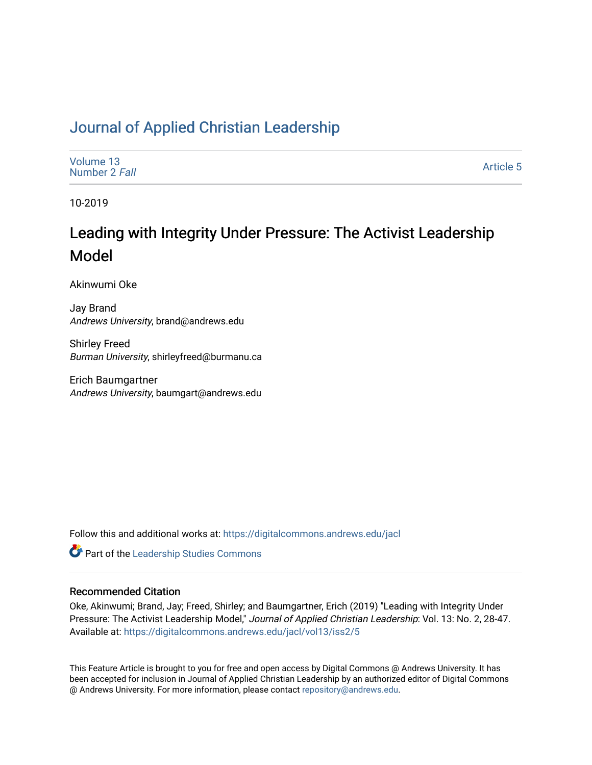# Journal of Applied Christian Leadership

Volume 13
Number 2 *Fall*

Article 5

10-2019

## Leading with Integrity Under Pressure: The Activist Leadership Model

Akinwumi Oke

Jay Brand
*Andrews University*, brand@andrews.edu

Shirley Freed
*Burman University*, shirleyfreed@burmanu.ca

Erich Baumgartner
*Andrews University*, baumgart@andrews.edu

Follow this and additional works at: https://digitalcommons.andrews.edu/jacl

Part of the Leadership Studies Commons

### Recommended Citation

Oke, Akinwumi; Brand, Jay; Freed, Shirley; and Baumgartner, Erich (2019) "Leading with Integrity Under Pressure: The Activist Leadership Model," *Journal of Applied Christian Leadership*: Vol. 13: No. 2, 28-47.
Available at: https://digitalcommons.andrews.edu/jacl/vol13/iss2/5

This Feature Article is brought to you for free and open access by Digital Commons @ Andrews University. It has been accepted for inclusion in Journal of Applied Christian Leadership by an authorized editor of Digital Commons @ Andrews University. For more information, please contact repository@andrews.edu.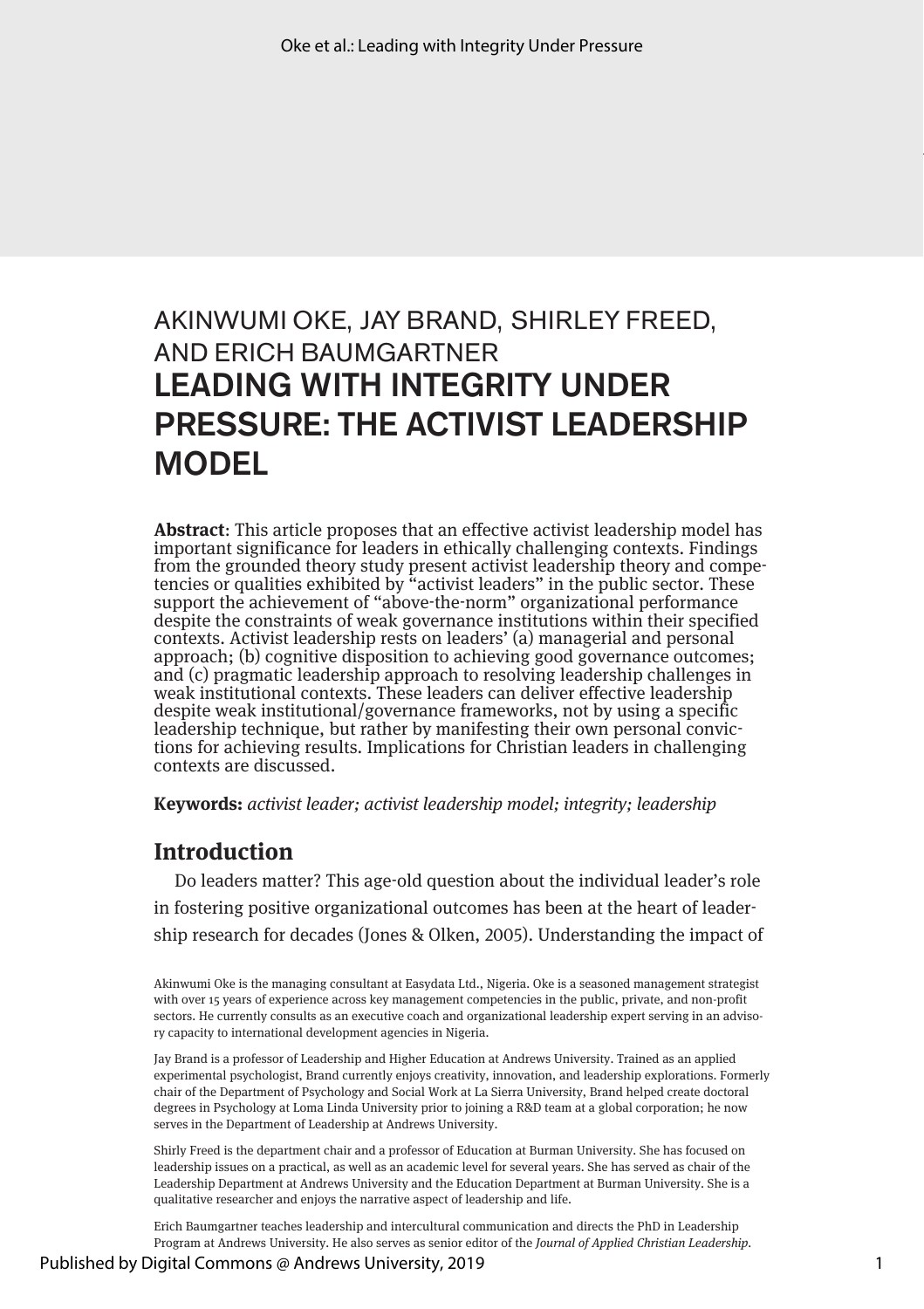AKINWUMI OKE, JAY BRAND, SHIRLEY FREED, AND ERICH BAUMGARTNER

# LEADING WITH INTEGRITY UNDER PRESSURE: THE ACTIVIST LEADERSHIP MODEL

**Abstract**: This article proposes that an effective activist leadership model has important significance for leaders in ethically challenging contexts. Findings from the grounded theory study present activist leadership theory and competencies or qualities exhibited by "activist leaders" in the public sector. These support the achievement of "above-the-norm" organizational performance despite the constraints of weak governance institutions within their specified contexts. Activist leadership rests on leaders' (a) managerial and personal approach; (b) cognitive disposition to achieving good governance outcomes; and (c) pragmatic leadership approach to resolving leadership challenges in weak institutional contexts. These leaders can deliver effective leadership despite weak institutional/governance frameworks, not by using a specific leadership technique, but rather by manifesting their own personal convictions for achieving results. Implications for Christian leaders in challenging contexts are discussed.

**Keywords:** *activist leader; activist leadership model; integrity; leadership*

## Introduction

Do leaders matter? This age-old question about the individual leader's role in fostering positive organizational outcomes has been at the heart of leadership research for decades (Jones & Olken, 2005). Understanding the impact of

Akinwumi Oke is the managing consultant at Easydata Ltd., Nigeria. Oke is a seasoned management strategist with over 15 years of experience across key management competencies in the public, private, and non-profit sectors. He currently consults as an executive coach and organizational leadership expert serving in an advisory capacity to international development agencies in Nigeria.

Jay Brand is a professor of Leadership and Higher Education at Andrews University. Trained as an applied experimental psychologist, Brand currently enjoys creativity, innovation, and leadership explorations. Formerly chair of the Department of Psychology and Social Work at La Sierra University, Brand helped create doctoral degrees in Psychology at Loma Linda University prior to joining a R&D team at a global corporation; he now serves in the Department of Leadership at Andrews University.

Shirly Freed is the department chair and a professor of Education at Burman University. She has focused on leadership issues on a practical, as well as an academic level for several years. She has served as chair of the Leadership Department at Andrews University and the Education Department at Burman University. She is a qualitative researcher and enjoys the narrative aspect of leadership and life.

Erich Baumgartner teaches leadership and intercultural communication and directs the PhD in Leadership Program at Andrews University. He also serves as senior editor of the *Journal of Applied Christian Leadership*.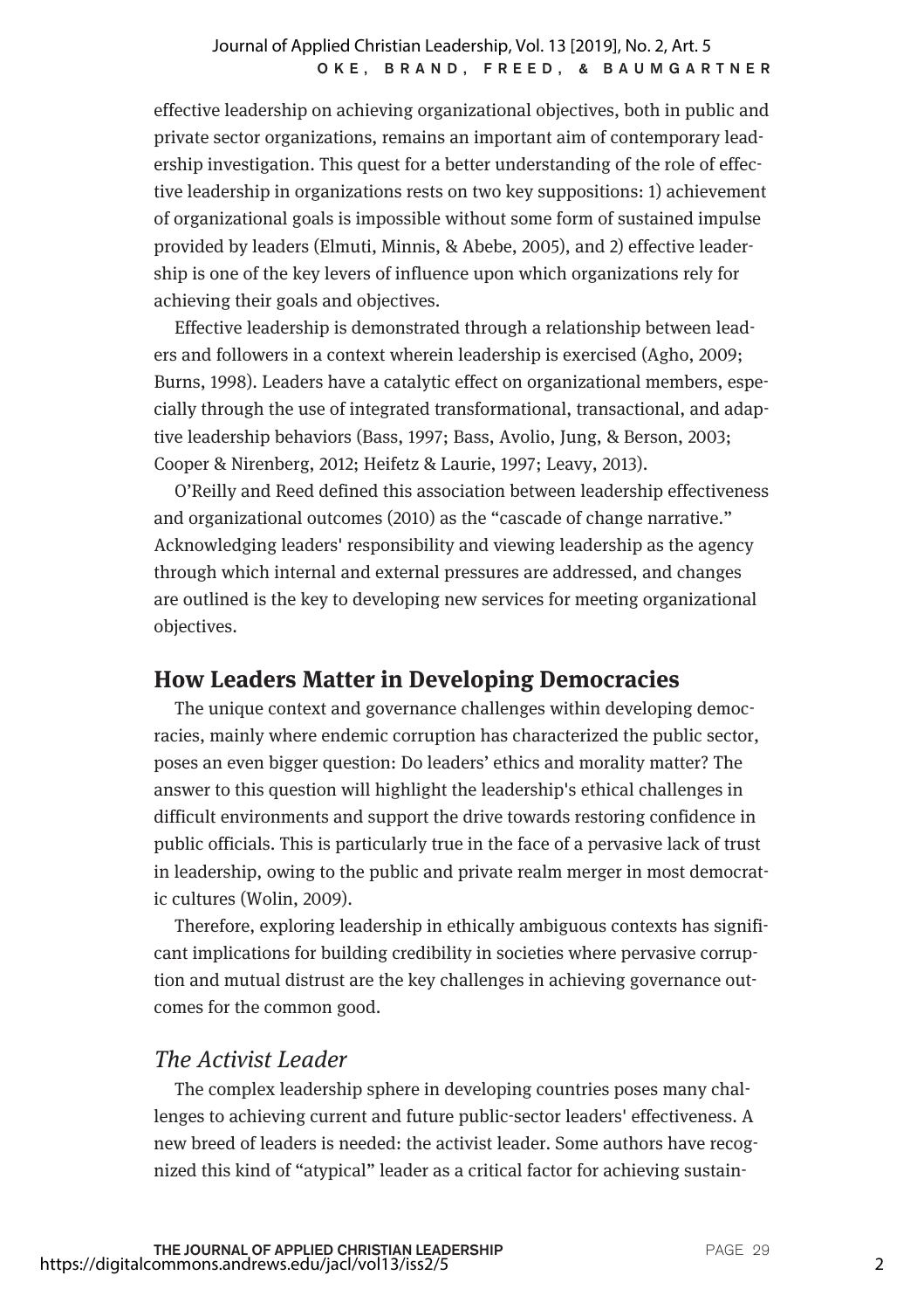effective leadership on achieving organizational objectives, both in public and private sector organizations, remains an important aim of contemporary leadership investigation. This quest for a better understanding of the role of effective leadership in organizations rests on two key suppositions: 1) achievement of organizational goals is impossible without some form of sustained impulse provided by leaders (Elmuti, Minnis, & Abebe, 2005), and 2) effective leadership is one of the key levers of influence upon which organizations rely for achieving their goals and objectives.

Effective leadership is demonstrated through a relationship between leaders and followers in a context wherein leadership is exercised (Agho, 2009; Burns, 1998). Leaders have a catalytic effect on organizational members, especially through the use of integrated transformational, transactional, and adaptive leadership behaviors (Bass, 1997; Bass, Avolio, Jung, & Berson, 2003; Cooper & Nirenberg, 2012; Heifetz & Laurie, 1997; Leavy, 2013).

O'Reilly and Reed defined this association between leadership effectiveness and organizational outcomes (2010) as the "cascade of change narrative." Acknowledging leaders' responsibility and viewing leadership as the agency through which internal and external pressures are addressed, and changes are outlined is the key to developing new services for meeting organizational objectives.

## How Leaders Matter in Developing Democracies

The unique context and governance challenges within developing democracies, mainly where endemic corruption has characterized the public sector, poses an even bigger question: Do leaders' ethics and morality matter? The answer to this question will highlight the leadership's ethical challenges in difficult environments and support the drive towards restoring confidence in public officials. This is particularly true in the face of a pervasive lack of trust in leadership, owing to the public and private realm merger in most democratic cultures (Wolin, 2009).

Therefore, exploring leadership in ethically ambiguous contexts has significant implications for building credibility in societies where pervasive corruption and mutual distrust are the key challenges in achieving governance outcomes for the common good.

### *The Activist Leader*

The complex leadership sphere in developing countries poses many challenges to achieving current and future public-sector leaders' effectiveness. A new breed of leaders is needed: the activist leader. Some authors have recognized this kind of "atypical" leader as a critical factor for achieving sustain-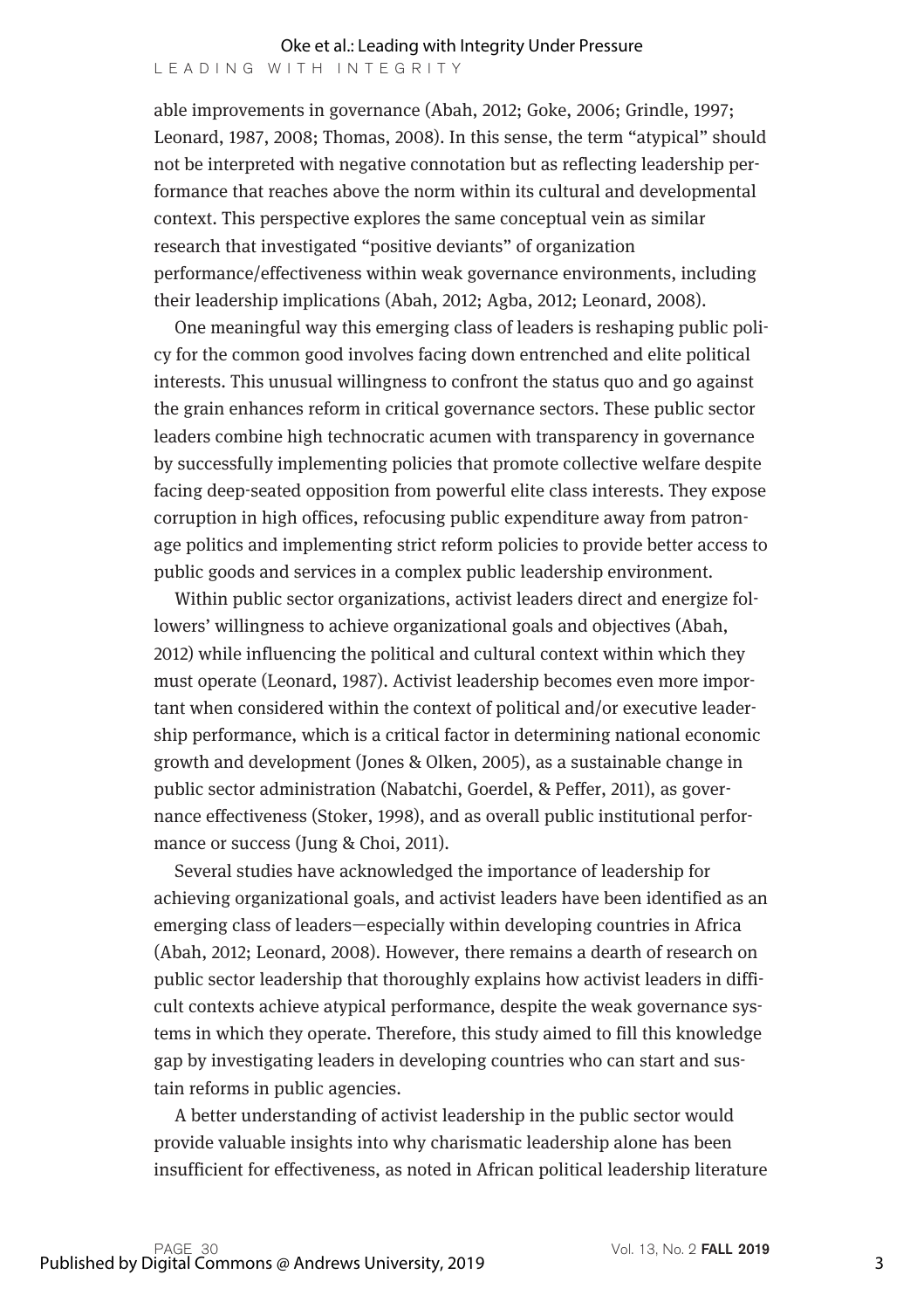able improvements in governance (Abah, 2012; Goke, 2006; Grindle, 1997; Leonard, 1987, 2008; Thomas, 2008). In this sense, the term "atypical" should not be interpreted with negative connotation but as reflecting leadership performance that reaches above the norm within its cultural and developmental context. This perspective explores the same conceptual vein as similar research that investigated "positive deviants" of organization performance/effectiveness within weak governance environments, including their leadership implications (Abah, 2012; Agba, 2012; Leonard, 2008).

One meaningful way this emerging class of leaders is reshaping public policy for the common good involves facing down entrenched and elite political interests. This unusual willingness to confront the status quo and go against the grain enhances reform in critical governance sectors. These public sector leaders combine high technocratic acumen with transparency in governance by successfully implementing policies that promote collective welfare despite facing deep-seated opposition from powerful elite class interests. They expose corruption in high offices, refocusing public expenditure away from patronage politics and implementing strict reform policies to provide better access to public goods and services in a complex public leadership environment.

Within public sector organizations, activist leaders direct and energize followers' willingness to achieve organizational goals and objectives (Abah, 2012) while influencing the political and cultural context within which they must operate (Leonard, 1987). Activist leadership becomes even more important when considered within the context of political and/or executive leadership performance, which is a critical factor in determining national economic growth and development (Jones & Olken, 2005), as a sustainable change in public sector administration (Nabatchi, Goerdel, & Peffer, 2011), as governance effectiveness (Stoker, 1998), and as overall public institutional performance or success (Jung & Choi, 2011).

Several studies have acknowledged the importance of leadership for achieving organizational goals, and activist leaders have been identified as an emerging class of leaders—especially within developing countries in Africa (Abah, 2012; Leonard, 2008). However, there remains a dearth of research on public sector leadership that thoroughly explains how activist leaders in difficult contexts achieve atypical performance, despite the weak governance systems in which they operate. Therefore, this study aimed to fill this knowledge gap by investigating leaders in developing countries who can start and sustain reforms in public agencies.

A better understanding of activist leadership in the public sector would provide valuable insights into why charismatic leadership alone has been insufficient for effectiveness, as noted in African political leadership literature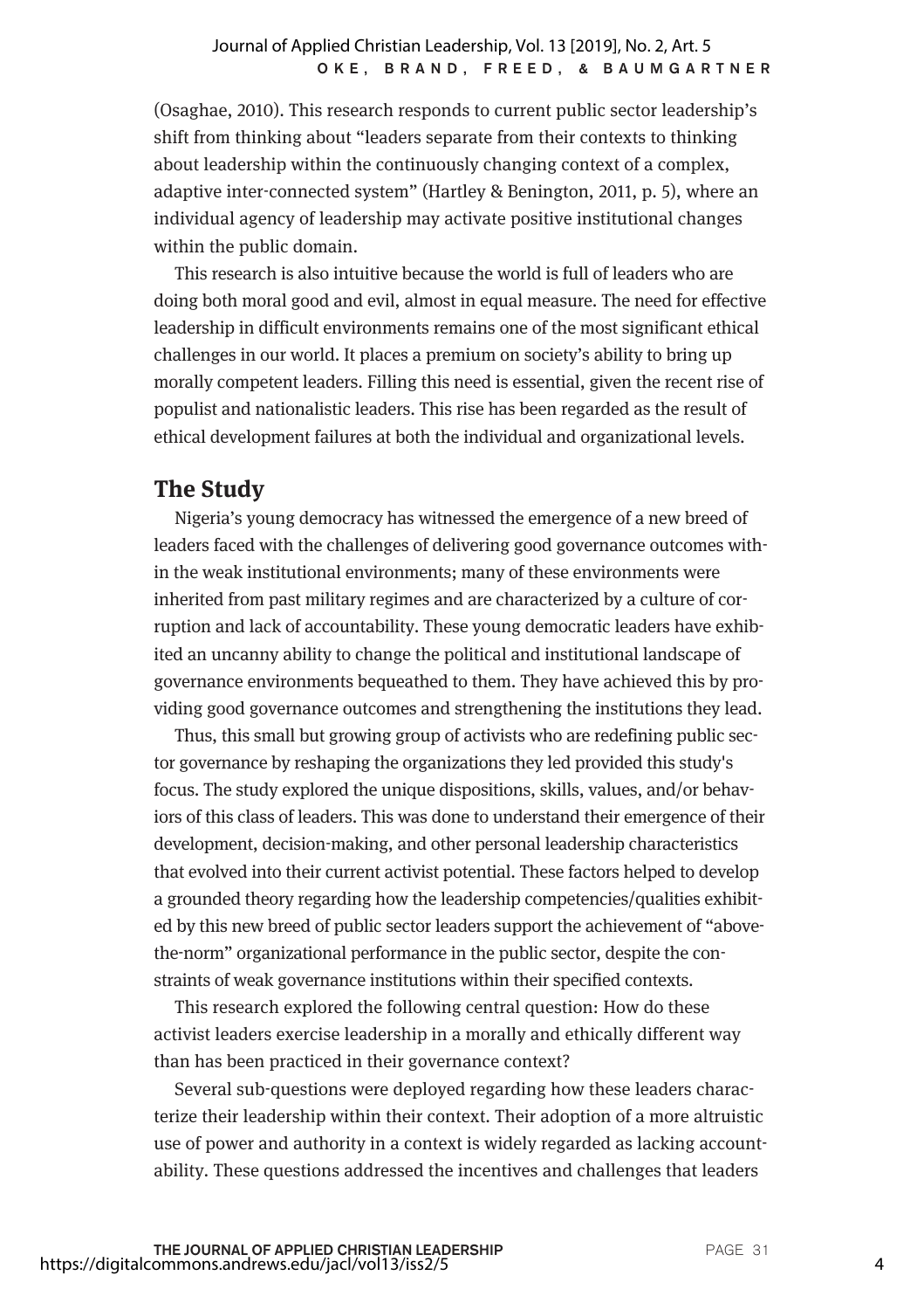(Osaghae, 2010). This research responds to current public sector leadership's shift from thinking about "leaders separate from their contexts to thinking about leadership within the continuously changing context of a complex, adaptive inter-connected system" (Hartley & Benington, 2011, p. 5), where an individual agency of leadership may activate positive institutional changes within the public domain.

This research is also intuitive because the world is full of leaders who are doing both moral good and evil, almost in equal measure. The need for effective leadership in difficult environments remains one of the most significant ethical challenges in our world. It places a premium on society's ability to bring up morally competent leaders. Filling this need is essential, given the recent rise of populist and nationalistic leaders. This rise has been regarded as the result of ethical development failures at both the individual and organizational levels.

## The Study

Nigeria's young democracy has witnessed the emergence of a new breed of leaders faced with the challenges of delivering good governance outcomes within the weak institutional environments; many of these environments were inherited from past military regimes and are characterized by a culture of corruption and lack of accountability. These young democratic leaders have exhibited an uncanny ability to change the political and institutional landscape of governance environments bequeathed to them. They have achieved this by providing good governance outcomes and strengthening the institutions they lead.

Thus, this small but growing group of activists who are redefining public sector governance by reshaping the organizations they led provided this study's focus. The study explored the unique dispositions, skills, values, and/or behaviors of this class of leaders. This was done to understand their emergence of their development, decision-making, and other personal leadership characteristics that evolved into their current activist potential. These factors helped to develop a grounded theory regarding how the leadership competencies/qualities exhibited by this new breed of public sector leaders support the achievement of "above-the-norm" organizational performance in the public sector, despite the constraints of weak governance institutions within their specified contexts.

This research explored the following central question: How do these activist leaders exercise leadership in a morally and ethically different way than has been practiced in their governance context?

Several sub-questions were deployed regarding how these leaders characterize their leadership within their context. Their adoption of a more altruistic use of power and authority in a context is widely regarded as lacking accountability. These questions addressed the incentives and challenges that leaders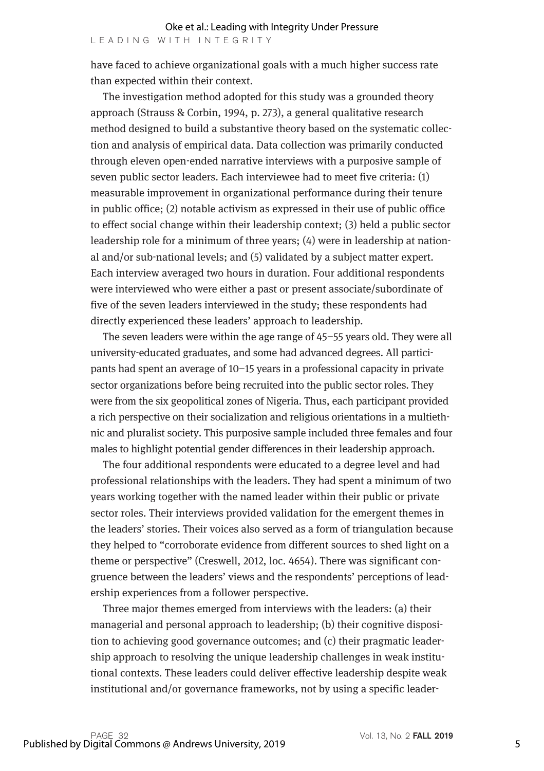have faced to achieve organizational goals with a much higher success rate than expected within their context.

The investigation method adopted for this study was a grounded theory approach (Strauss & Corbin, 1994, p. 273), a general qualitative research method designed to build a substantive theory based on the systematic collection and analysis of empirical data. Data collection was primarily conducted through eleven open-ended narrative interviews with a purposive sample of seven public sector leaders. Each interviewee had to meet five criteria: (1) measurable improvement in organizational performance during their tenure in public office; (2) notable activism as expressed in their use of public office to effect social change within their leadership context; (3) held a public sector leadership role for a minimum of three years; (4) were in leadership at national and/or sub-national levels; and (5) validated by a subject matter expert. Each interview averaged two hours in duration. Four additional respondents were interviewed who were either a past or present associate/subordinate of five of the seven leaders interviewed in the study; these respondents had directly experienced these leaders' approach to leadership.

The seven leaders were within the age range of 45–55 years old. They were all university-educated graduates, and some had advanced degrees. All participants had spent an average of 10–15 years in a professional capacity in private sector organizations before being recruited into the public sector roles. They were from the six geopolitical zones of Nigeria. Thus, each participant provided a rich perspective on their socialization and religious orientations in a multiethnic and pluralist society. This purposive sample included three females and four males to highlight potential gender differences in their leadership approach.

The four additional respondents were educated to a degree level and had professional relationships with the leaders. They had spent a minimum of two years working together with the named leader within their public or private sector roles. Their interviews provided validation for the emergent themes in the leaders' stories. Their voices also served as a form of triangulation because they helped to "corroborate evidence from different sources to shed light on a theme or perspective" (Creswell, 2012, loc. 4654). There was significant congruence between the leaders' views and the respondents' perceptions of leadership experiences from a follower perspective.

Three major themes emerged from interviews with the leaders: (a) their managerial and personal approach to leadership; (b) their cognitive disposition to achieving good governance outcomes; and (c) their pragmatic leadership approach to resolving the unique leadership challenges in weak institutional contexts. These leaders could deliver effective leadership despite weak institutional and/or governance frameworks, not by using a specific leader-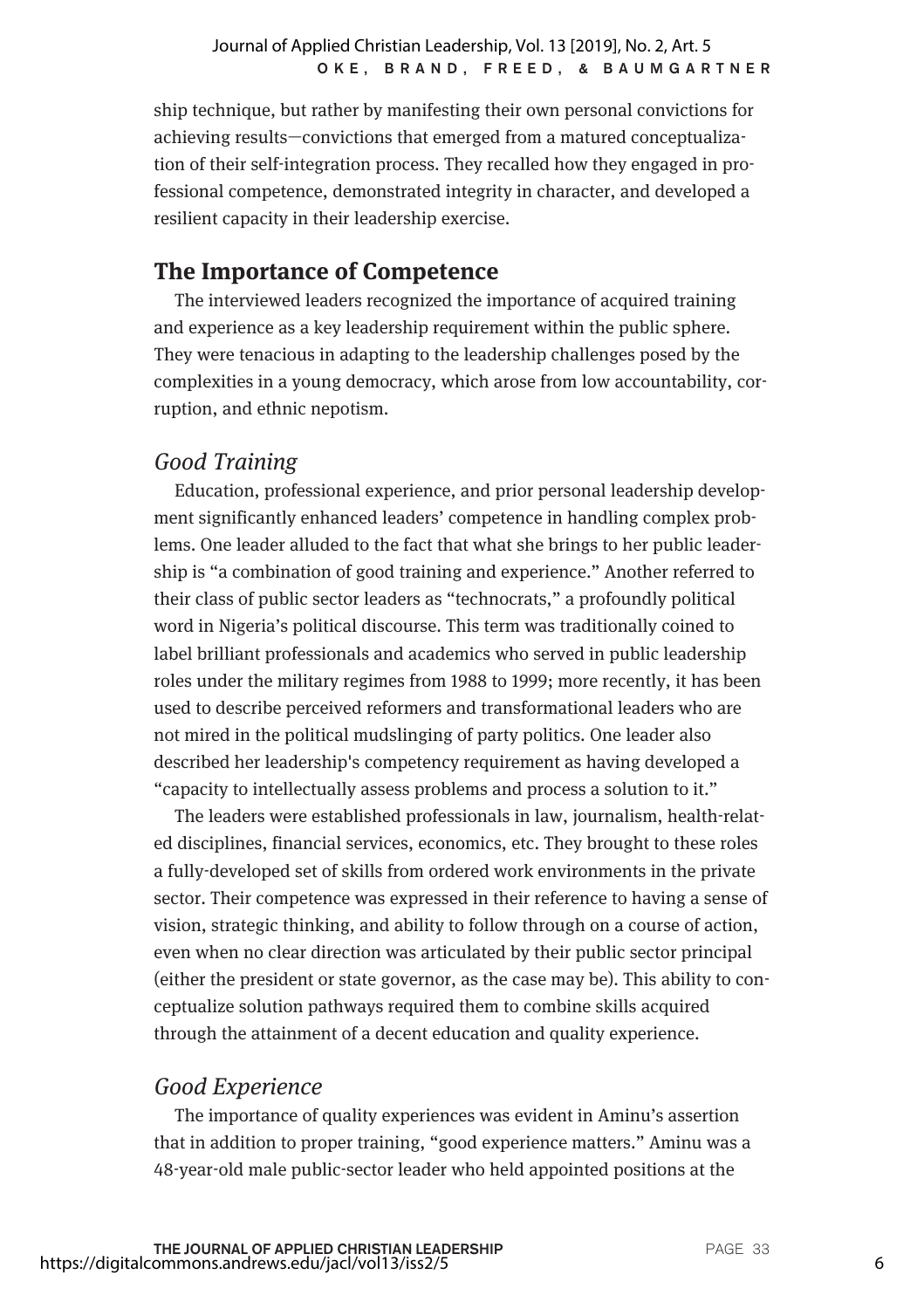ship technique, but rather by manifesting their own personal convictions for achieving results—convictions that emerged from a matured conceptualization of their self-integration process. They recalled how they engaged in professional competence, demonstrated integrity in character, and developed a resilient capacity in their leadership exercise.

## The Importance of Competence

The interviewed leaders recognized the importance of acquired training and experience as a key leadership requirement within the public sphere. They were tenacious in adapting to the leadership challenges posed by the complexities in a young democracy, which arose from low accountability, corruption, and ethnic nepotism.

### *Good Training*

Education, professional experience, and prior personal leadership development significantly enhanced leaders' competence in handling complex problems. One leader alluded to the fact that what she brings to her public leadership is "a combination of good training and experience." Another referred to their class of public sector leaders as "technocrats," a profoundly political word in Nigeria's political discourse. This term was traditionally coined to label brilliant professionals and academics who served in public leadership roles under the military regimes from 1988 to 1999; more recently, it has been used to describe perceived reformers and transformational leaders who are not mired in the political mudslinging of party politics. One leader also described her leadership's competency requirement as having developed a "capacity to intellectually assess problems and process a solution to it."

The leaders were established professionals in law, journalism, health-related disciplines, financial services, economics, etc. They brought to these roles a fully-developed set of skills from ordered work environments in the private sector. Their competence was expressed in their reference to having a sense of vision, strategic thinking, and ability to follow through on a course of action, even when no clear direction was articulated by their public sector principal (either the president or state governor, as the case may be). This ability to conceptualize solution pathways required them to combine skills acquired through the attainment of a decent education and quality experience.

### *Good Experience*

The importance of quality experiences was evident in Aminu's assertion that in addition to proper training, "good experience matters." Aminu was a 48-year-old male public-sector leader who held appointed positions at the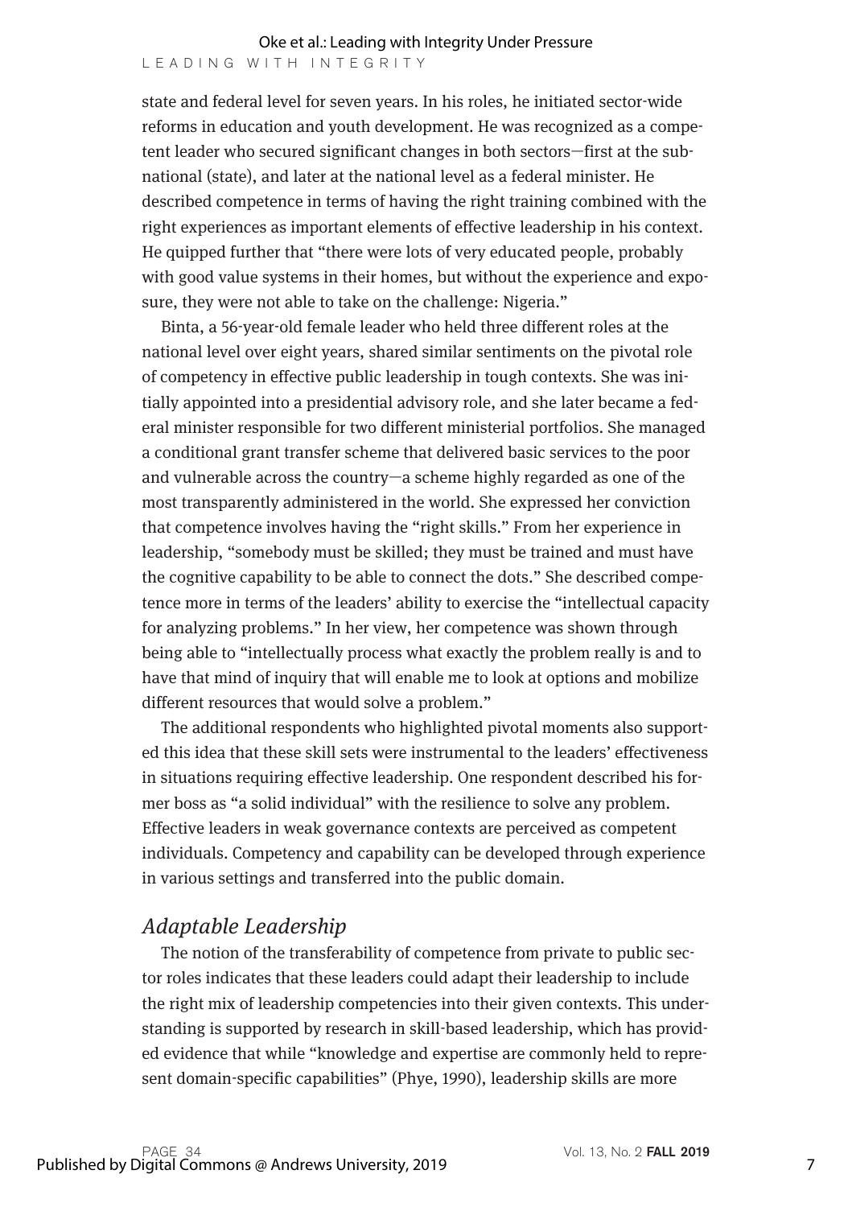state and federal level for seven years. In his roles, he initiated sector-wide reforms in education and youth development. He was recognized as a competent leader who secured significant changes in both sectors—first at the subnational (state), and later at the national level as a federal minister. He described competence in terms of having the right training combined with the right experiences as important elements of effective leadership in his context. He quipped further that "there were lots of very educated people, probably with good value systems in their homes, but without the experience and exposure, they were not able to take on the challenge: Nigeria."

Binta, a 56-year-old female leader who held three different roles at the national level over eight years, shared similar sentiments on the pivotal role of competency in effective public leadership in tough contexts. She was initially appointed into a presidential advisory role, and she later became a federal minister responsible for two different ministerial portfolios. She managed a conditional grant transfer scheme that delivered basic services to the poor and vulnerable across the country—a scheme highly regarded as one of the most transparently administered in the world. She expressed her conviction that competence involves having the "right skills." From her experience in leadership, "somebody must be skilled; they must be trained and must have the cognitive capability to be able to connect the dots." She described competence more in terms of the leaders' ability to exercise the "intellectual capacity for analyzing problems." In her view, her competence was shown through being able to "intellectually process what exactly the problem really is and to have that mind of inquiry that will enable me to look at options and mobilize different resources that would solve a problem."

The additional respondents who highlighted pivotal moments also supported this idea that these skill sets were instrumental to the leaders' effectiveness in situations requiring effective leadership. One respondent described his former boss as "a solid individual" with the resilience to solve any problem. Effective leaders in weak governance contexts are perceived as competent individuals. Competency and capability can be developed through experience in various settings and transferred into the public domain.

## *Adaptable Leadership*

The notion of the transferability of competence from private to public sector roles indicates that these leaders could adapt their leadership to include the right mix of leadership competencies into their given contexts. This understanding is supported by research in skill-based leadership, which has provided evidence that while "knowledge and expertise are commonly held to represent domain-specific capabilities" (Phye, 1990), leadership skills are more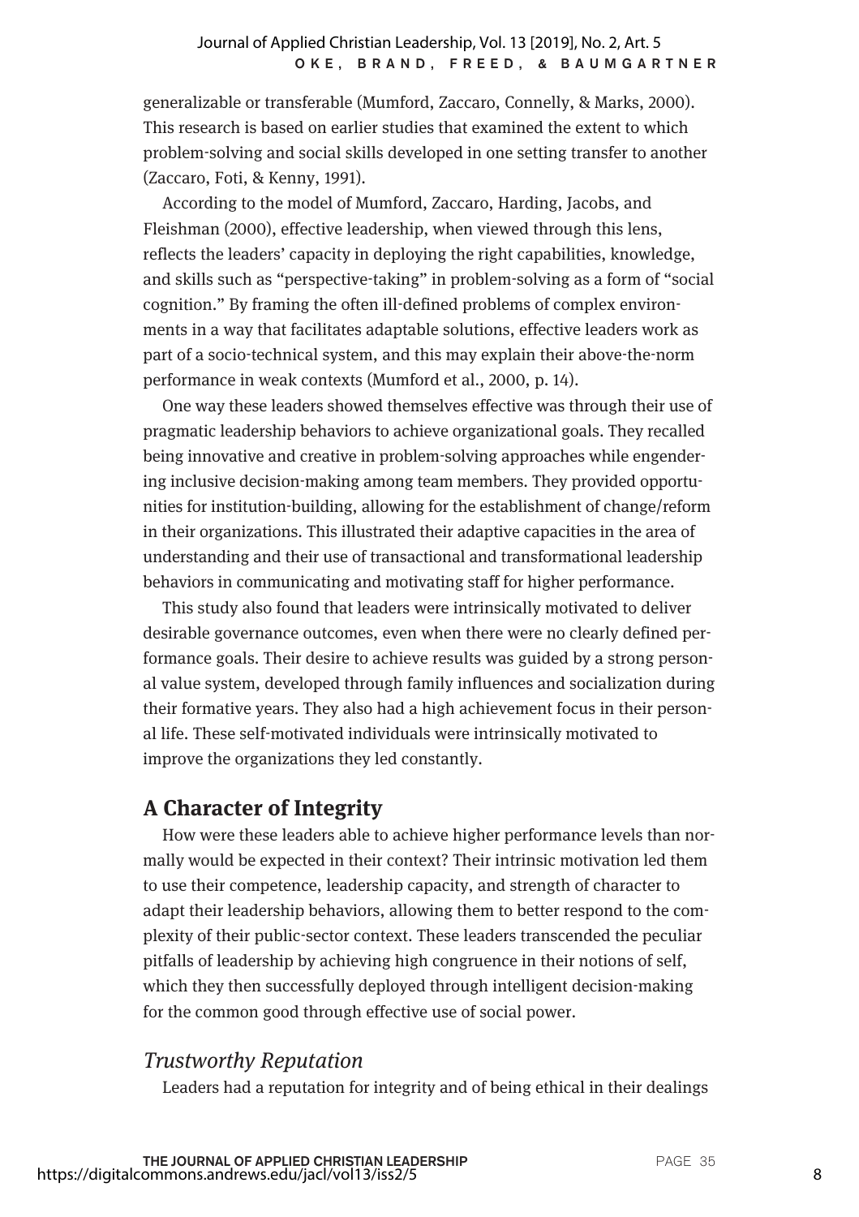generalizable or transferable (Mumford, Zaccaro, Connelly, & Marks, 2000). This research is based on earlier studies that examined the extent to which problem-solving and social skills developed in one setting transfer to another (Zaccaro, Foti, & Kenny, 1991).

According to the model of Mumford, Zaccaro, Harding, Jacobs, and Fleishman (2000), effective leadership, when viewed through this lens, reflects the leaders' capacity in deploying the right capabilities, knowledge, and skills such as "perspective-taking" in problem-solving as a form of "social cognition." By framing the often ill-defined problems of complex environments in a way that facilitates adaptable solutions, effective leaders work as part of a socio-technical system, and this may explain their above-the-norm performance in weak contexts (Mumford et al., 2000, p. 14).

One way these leaders showed themselves effective was through their use of pragmatic leadership behaviors to achieve organizational goals. They recalled being innovative and creative in problem-solving approaches while engendering inclusive decision-making among team members. They provided opportunities for institution-building, allowing for the establishment of change/reform in their organizations. This illustrated their adaptive capacities in the area of understanding and their use of transactional and transformational leadership behaviors in communicating and motivating staff for higher performance.

This study also found that leaders were intrinsically motivated to deliver desirable governance outcomes, even when there were no clearly defined performance goals. Their desire to achieve results was guided by a strong personal value system, developed through family influences and socialization during their formative years. They also had a high achievement focus in their personal life. These self-motivated individuals were intrinsically motivated to improve the organizations they led constantly.

## A Character of Integrity

How were these leaders able to achieve higher performance levels than normally would be expected in their context? Their intrinsic motivation led them to use their competence, leadership capacity, and strength of character to adapt their leadership behaviors, allowing them to better respond to the complexity of their public-sector context. These leaders transcended the peculiar pitfalls of leadership by achieving high congruence in their notions of self, which they then successfully deployed through intelligent decision-making for the common good through effective use of social power.

### *Trustworthy Reputation*

Leaders had a reputation for integrity and of being ethical in their dealings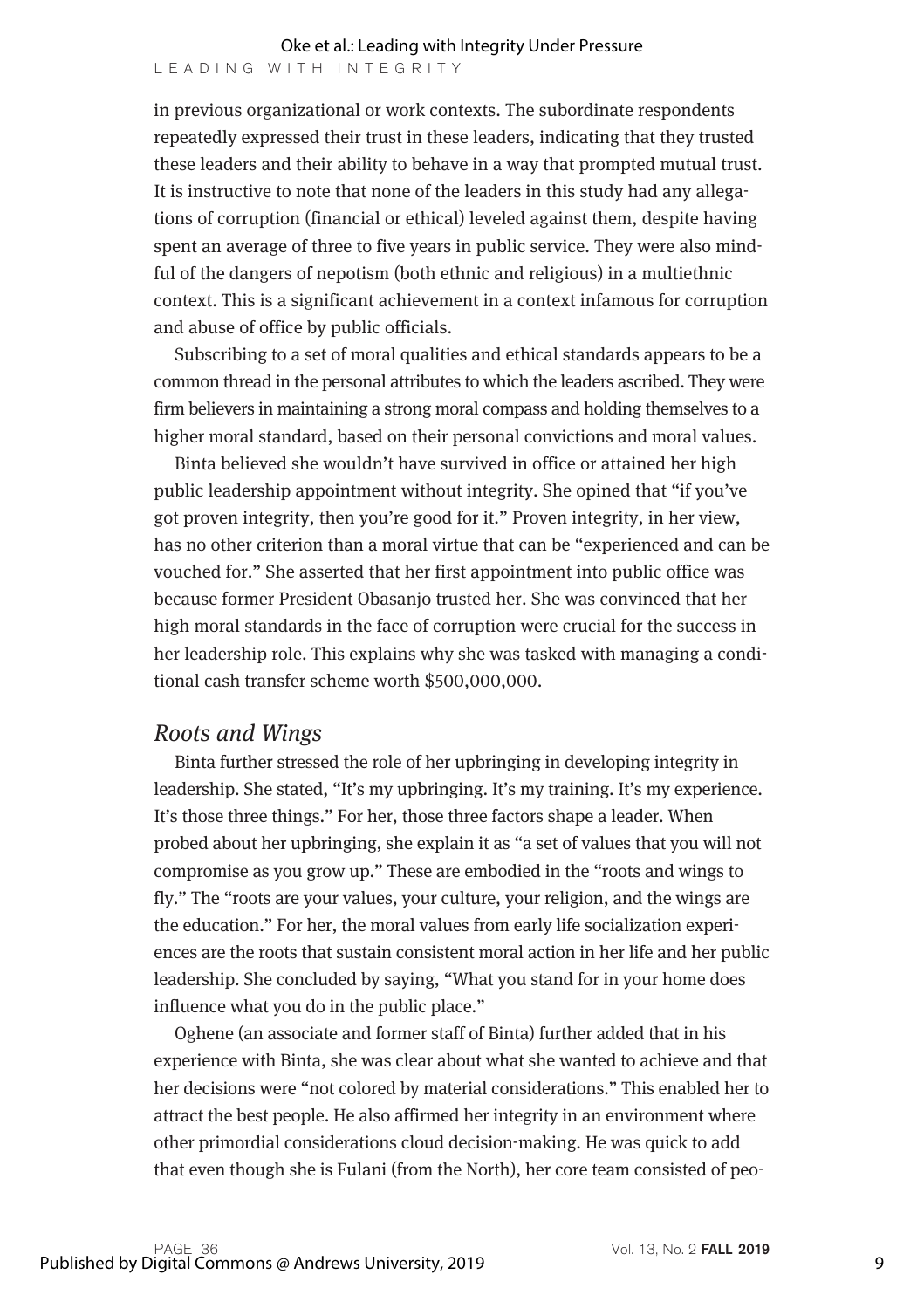in previous organizational or work contexts. The subordinate respondents repeatedly expressed their trust in these leaders, indicating that they trusted these leaders and their ability to behave in a way that prompted mutual trust. It is instructive to note that none of the leaders in this study had any allegations of corruption (financial or ethical) leveled against them, despite having spent an average of three to five years in public service. They were also mindful of the dangers of nepotism (both ethnic and religious) in a multiethnic context. This is a significant achievement in a context infamous for corruption and abuse of office by public officials.

Subscribing to a set of moral qualities and ethical standards appears to be a common thread in the personal attributes to which the leaders ascribed. They were firm believers in maintaining a strong moral compass and holding themselves to a higher moral standard, based on their personal convictions and moral values.

Binta believed she wouldn't have survived in office or attained her high public leadership appointment without integrity. She opined that "if you've got proven integrity, then you're good for it." Proven integrity, in her view, has no other criterion than a moral virtue that can be "experienced and can be vouched for." She asserted that her first appointment into public office was because former President Obasanjo trusted her. She was convinced that her high moral standards in the face of corruption were crucial for the success in her leadership role. This explains why she was tasked with managing a conditional cash transfer scheme worth $500,000,000.

## *Roots and Wings*

Binta further stressed the role of her upbringing in developing integrity in leadership. She stated, "It's my upbringing. It's my training. It's my experience. It's those three things." For her, those three factors shape a leader. When probed about her upbringing, she explain it as "a set of values that you will not compromise as you grow up." These are embodied in the "roots and wings to fly." The "roots are your values, your culture, your religion, and the wings are the education." For her, the moral values from early life socialization experiences are the roots that sustain consistent moral action in her life and her public leadership. She concluded by saying, "What you stand for in your home does influence what you do in the public place."

Oghene (an associate and former staff of Binta) further added that in his experience with Binta, she was clear about what she wanted to achieve and that her decisions were "not colored by material considerations." This enabled her to attract the best people. He also affirmed her integrity in an environment where other primordial considerations cloud decision-making. He was quick to add that even though she is Fulani (from the North), her core team consisted of peo-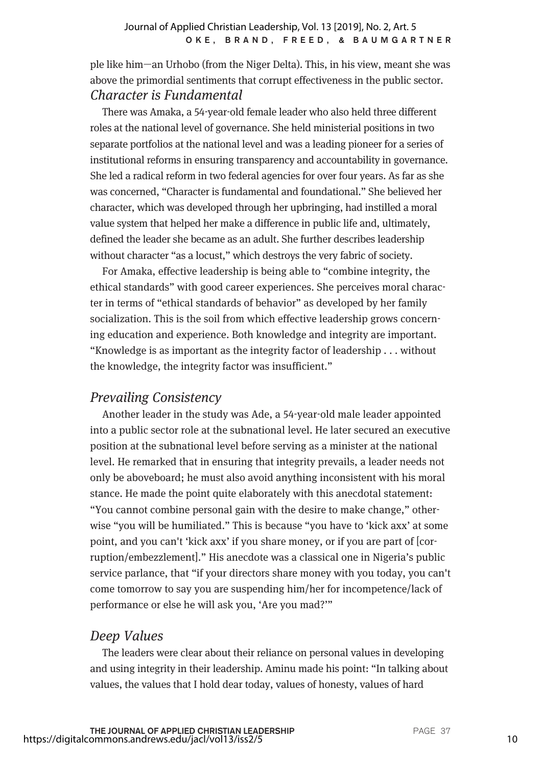ple like him—an Urhobo (from the Niger Delta). This, in his view, meant she was above the primordial sentiments that corrupt effectiveness in the public sector.

### *Character is Fundamental*

There was Amaka, a 54-year-old female leader who also held three different roles at the national level of governance. She held ministerial positions in two separate portfolios at the national level and was a leading pioneer for a series of institutional reforms in ensuring transparency and accountability in governance. She led a radical reform in two federal agencies for over four years. As far as she was concerned, "Character is fundamental and foundational." She believed her character, which was developed through her upbringing, had instilled a moral value system that helped her make a difference in public life and, ultimately, defined the leader she became as an adult. She further describes leadership without character "as a locust," which destroys the very fabric of society.

For Amaka, effective leadership is being able to "combine integrity, the ethical standards" with good career experiences. She perceives moral character in terms of "ethical standards of behavior" as developed by her family socialization. This is the soil from which effective leadership grows concerning education and experience. Both knowledge and integrity are important. "Knowledge is as important as the integrity factor of leadership . . . without the knowledge, the integrity factor was insufficient."

### *Prevailing Consistency*

Another leader in the study was Ade, a 54-year-old male leader appointed into a public sector role at the subnational level. He later secured an executive position at the subnational level before serving as a minister at the national level. He remarked that in ensuring that integrity prevails, a leader needs not only be aboveboard; he must also avoid anything inconsistent with his moral stance. He made the point quite elaborately with this anecdotal statement: "You cannot combine personal gain with the desire to make change," otherwise "you will be humiliated." This is because "you have to 'kick axx' at some point, and you can't 'kick axx' if you share money, or if you are part of [corruption/embezzlement]." His anecdote was a classical one in Nigeria's public service parlance, that "if your directors share money with you today, you can't come tomorrow to say you are suspending him/her for incompetence/lack of performance or else he will ask you, 'Are you mad?'"

### *Deep Values*

The leaders were clear about their reliance on personal values in developing and using integrity in their leadership. Aminu made his point: "In talking about values, the values that I hold dear today, values of honesty, values of hard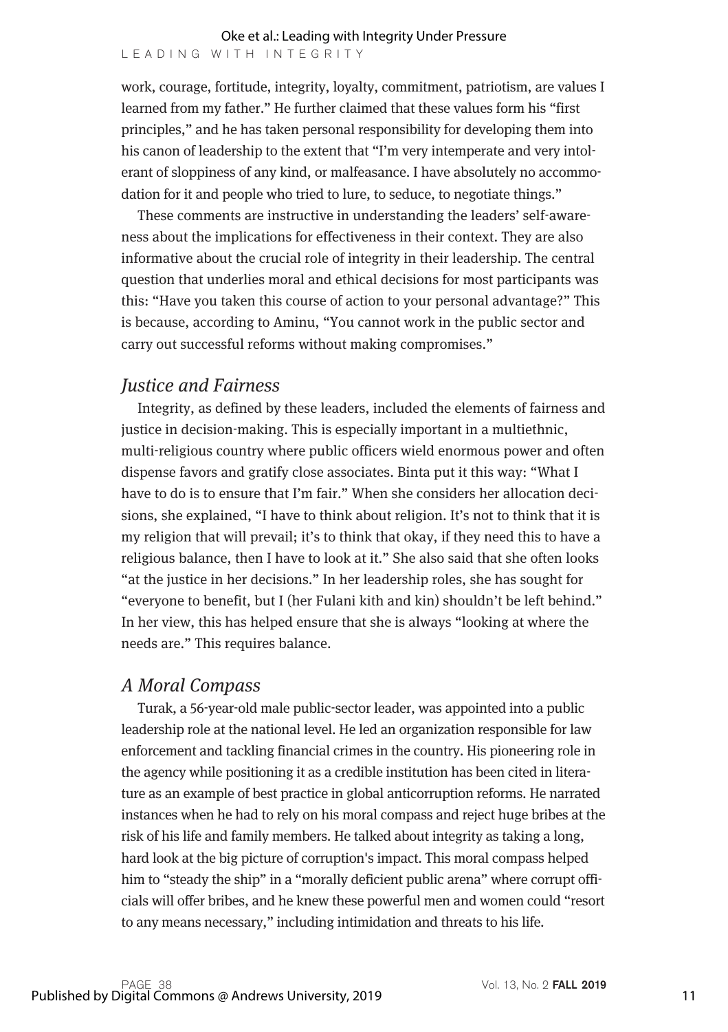work, courage, fortitude, integrity, loyalty, commitment, patriotism, are values I learned from my father." He further claimed that these values form his "first principles," and he has taken personal responsibility for developing them into his canon of leadership to the extent that "I'm very intemperate and very intolerant of sloppiness of any kind, or malfeasance. I have absolutely no accommodation for it and people who tried to lure, to seduce, to negotiate things."

These comments are instructive in understanding the leaders' self-awareness about the implications for effectiveness in their context. They are also informative about the crucial role of integrity in their leadership. The central question that underlies moral and ethical decisions for most participants was this: "Have you taken this course of action to your personal advantage?" This is because, according to Aminu, "You cannot work in the public sector and carry out successful reforms without making compromises."

## *Justice and Fairness*

Integrity, as defined by these leaders, included the elements of fairness and justice in decision-making. This is especially important in a multiethnic, multi-religious country where public officers wield enormous power and often dispense favors and gratify close associates. Binta put it this way: "What I have to do is to ensure that I'm fair." When she considers her allocation decisions, she explained, "I have to think about religion. It's not to think that it is my religion that will prevail; it's to think that okay, if they need this to have a religious balance, then I have to look at it." She also said that she often looks "at the justice in her decisions." In her leadership roles, she has sought for "everyone to benefit, but I (her Fulani kith and kin) shouldn't be left behind." In her view, this has helped ensure that she is always "looking at where the needs are." This requires balance.

## *A Moral Compass*

Turak, a 56-year-old male public-sector leader, was appointed into a public leadership role at the national level. He led an organization responsible for law enforcement and tackling financial crimes in the country. His pioneering role in the agency while positioning it as a credible institution has been cited in literature as an example of best practice in global anticorruption reforms. He narrated instances when he had to rely on his moral compass and reject huge bribes at the risk of his life and family members. He talked about integrity as taking a long, hard look at the big picture of corruption's impact. This moral compass helped him to "steady the ship" in a "morally deficient public arena" where corrupt officials will offer bribes, and he knew these powerful men and women could "resort to any means necessary," including intimidation and threats to his life.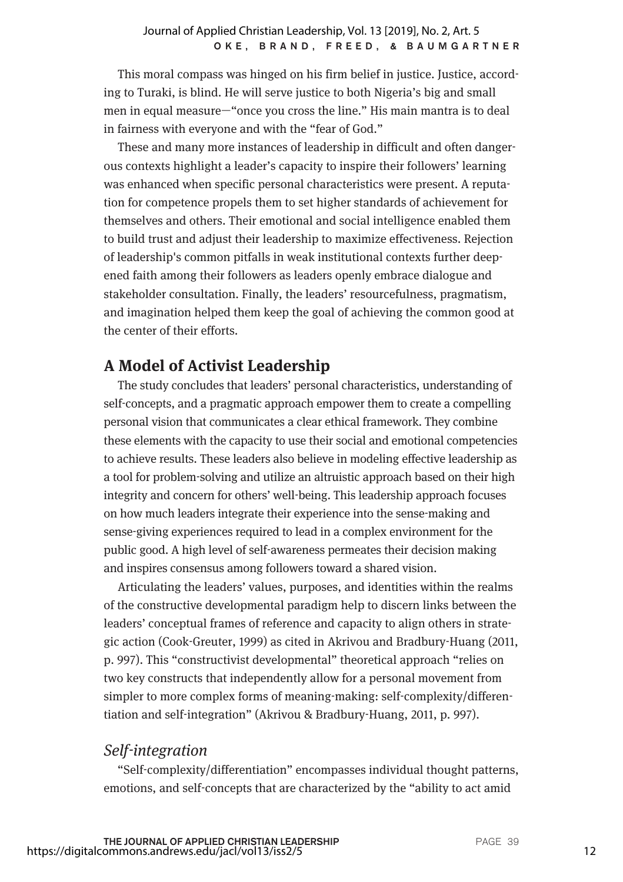This moral compass was hinged on his firm belief in justice. Justice, according to Turaki, is blind. He will serve justice to both Nigeria's big and small men in equal measure—"once you cross the line." His main mantra is to deal in fairness with everyone and with the "fear of God."

These and many more instances of leadership in difficult and often dangerous contexts highlight a leader's capacity to inspire their followers' learning was enhanced when specific personal characteristics were present. A reputation for competence propels them to set higher standards of achievement for themselves and others. Their emotional and social intelligence enabled them to build trust and adjust their leadership to maximize effectiveness. Rejection of leadership's common pitfalls in weak institutional contexts further deepened faith among their followers as leaders openly embrace dialogue and stakeholder consultation. Finally, the leaders' resourcefulness, pragmatism, and imagination helped them keep the goal of achieving the common good at the center of their efforts.

## A Model of Activist Leadership

The study concludes that leaders' personal characteristics, understanding of self-concepts, and a pragmatic approach empower them to create a compelling personal vision that communicates a clear ethical framework. They combine these elements with the capacity to use their social and emotional competencies to achieve results. These leaders also believe in modeling effective leadership as a tool for problem-solving and utilize an altruistic approach based on their high integrity and concern for others' well-being. This leadership approach focuses on how much leaders integrate their experience into the sense-making and sense-giving experiences required to lead in a complex environment for the public good. A high level of self-awareness permeates their decision making and inspires consensus among followers toward a shared vision.

Articulating the leaders' values, purposes, and identities within the realms of the constructive developmental paradigm help to discern links between the leaders' conceptual frames of reference and capacity to align others in strategic action (Cook-Greuter, 1999) as cited in Akrivou and Bradbury-Huang (2011, p. 997). This "constructivist developmental" theoretical approach "relies on two key constructs that independently allow for a personal movement from simpler to more complex forms of meaning-making: self-complexity/differentiation and self-integration" (Akrivou & Bradbury-Huang, 2011, p. 997).

### *Self-integration*

"Self-complexity/differentiation" encompasses individual thought patterns, emotions, and self-concepts that are characterized by the "ability to act amid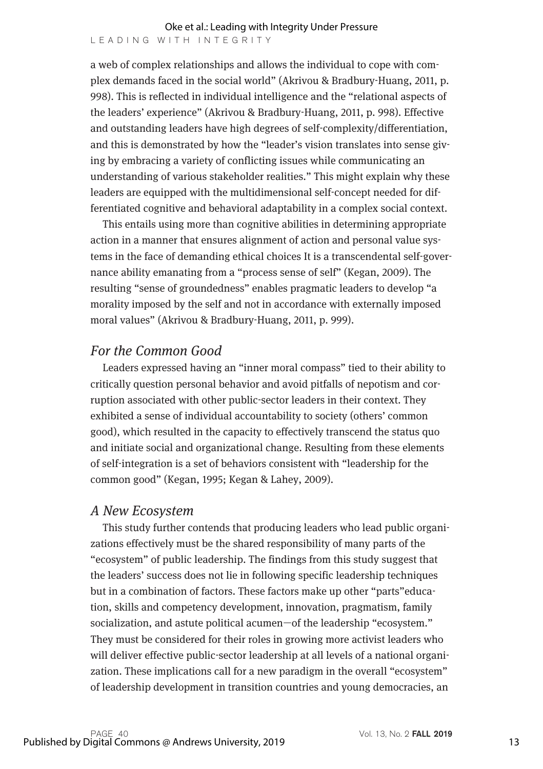a web of complex relationships and allows the individual to cope with complex demands faced in the social world" (Akrivou & Bradbury-Huang, 2011, p. 998). This is reflected in individual intelligence and the "relational aspects of the leaders' experience" (Akrivou & Bradbury-Huang, 2011, p. 998). Effective and outstanding leaders have high degrees of self-complexity/differentiation, and this is demonstrated by how the "leader's vision translates into sense giving by embracing a variety of conflicting issues while communicating an understanding of various stakeholder realities." This might explain why these leaders are equipped with the multidimensional self-concept needed for differentiated cognitive and behavioral adaptability in a complex social context.

This entails using more than cognitive abilities in determining appropriate action in a manner that ensures alignment of action and personal value systems in the face of demanding ethical choices It is a transcendental self-governance ability emanating from a "process sense of self" (Kegan, 2009). The resulting "sense of groundedness" enables pragmatic leaders to develop "a morality imposed by the self and not in accordance with externally imposed moral values" (Akrivou & Bradbury-Huang, 2011, p. 999).

## *For the Common Good*

Leaders expressed having an "inner moral compass" tied to their ability to critically question personal behavior and avoid pitfalls of nepotism and corruption associated with other public-sector leaders in their context. They exhibited a sense of individual accountability to society (others' common good), which resulted in the capacity to effectively transcend the status quo and initiate social and organizational change. Resulting from these elements of self-integration is a set of behaviors consistent with "leadership for the common good" (Kegan, 1995; Kegan & Lahey, 2009).

## *A New Ecosystem*

This study further contends that producing leaders who lead public organizations effectively must be the shared responsibility of many parts of the "ecosystem" of public leadership. The findings from this study suggest that the leaders' success does not lie in following specific leadership techniques but in a combination of factors. These factors make up other "parts"education, skills and competency development, innovation, pragmatism, family socialization, and astute political acumen—of the leadership "ecosystem." They must be considered for their roles in growing more activist leaders who will deliver effective public-sector leadership at all levels of a national organization. These implications call for a new paradigm in the overall "ecosystem" of leadership development in transition countries and young democracies, an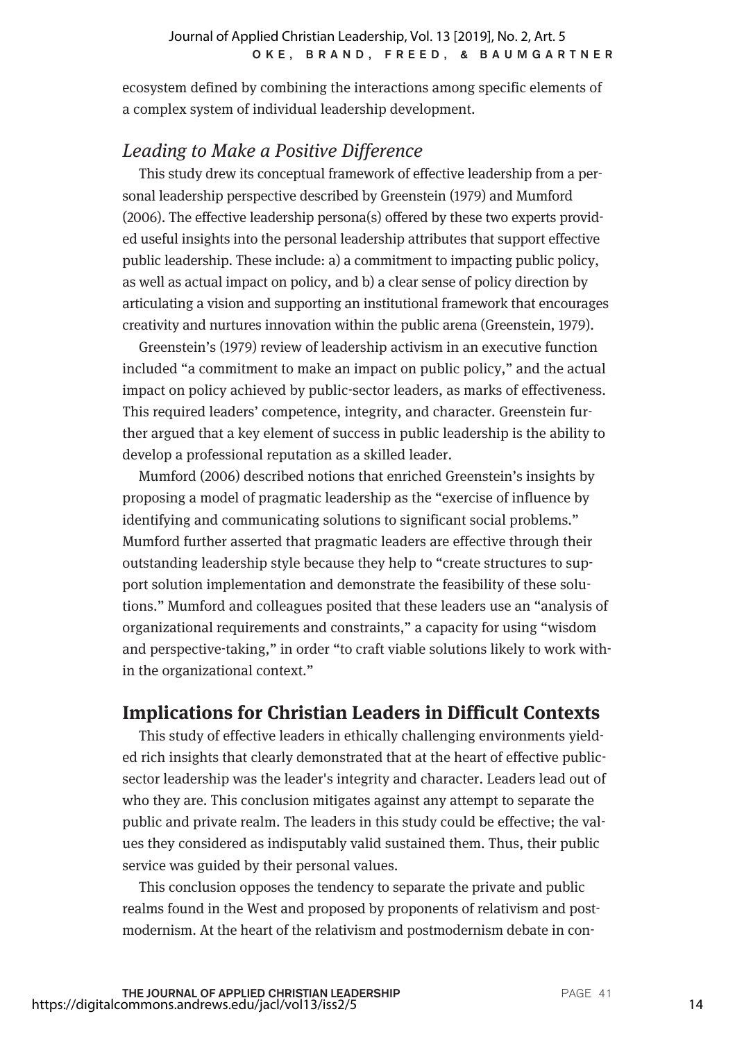ecosystem defined by combining the interactions among specific elements of a complex system of individual leadership development.

### *Leading to Make a Positive Difference*

This study drew its conceptual framework of effective leadership from a personal leadership perspective described by Greenstein (1979) and Mumford (2006). The effective leadership persona(s) offered by these two experts provided useful insights into the personal leadership attributes that support effective public leadership. These include: a) a commitment to impacting public policy, as well as actual impact on policy, and b) a clear sense of policy direction by articulating a vision and supporting an institutional framework that encourages creativity and nurtures innovation within the public arena (Greenstein, 1979).

Greenstein's (1979) review of leadership activism in an executive function included "a commitment to make an impact on public policy," and the actual impact on policy achieved by public-sector leaders, as marks of effectiveness. This required leaders' competence, integrity, and character. Greenstein further argued that a key element of success in public leadership is the ability to develop a professional reputation as a skilled leader.

Mumford (2006) described notions that enriched Greenstein's insights by proposing a model of pragmatic leadership as the "exercise of influence by identifying and communicating solutions to significant social problems." Mumford further asserted that pragmatic leaders are effective through their outstanding leadership style because they help to "create structures to support solution implementation and demonstrate the feasibility of these solutions." Mumford and colleagues posited that these leaders use an "analysis of organizational requirements and constraints," a capacity for using "wisdom and perspective-taking," in order "to craft viable solutions likely to work within the organizational context."

## Implications for Christian Leaders in Difficult Contexts

This study of effective leaders in ethically challenging environments yielded rich insights that clearly demonstrated that at the heart of effective public-sector leadership was the leader's integrity and character. Leaders lead out of who they are. This conclusion mitigates against any attempt to separate the public and private realm. The leaders in this study could be effective; the values they considered as indisputably valid sustained them. Thus, their public service was guided by their personal values.

This conclusion opposes the tendency to separate the private and public realms found in the West and proposed by proponents of relativism and postmodernism. At the heart of the relativism and postmodernism debate in con-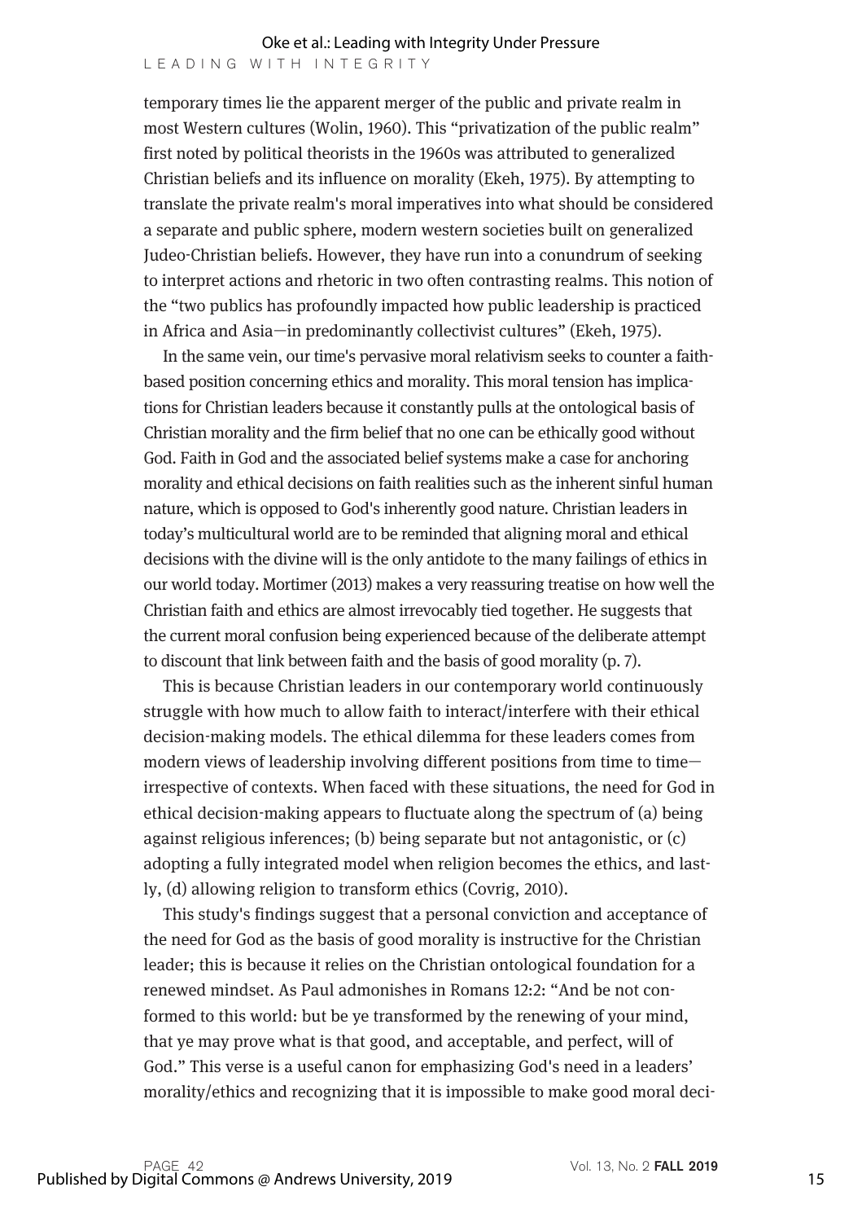temporary times lie the apparent merger of the public and private realm in most Western cultures (Wolin, 1960). This "privatization of the public realm" first noted by political theorists in the 1960s was attributed to generalized Christian beliefs and its influence on morality (Ekeh, 1975). By attempting to translate the private realm's moral imperatives into what should be considered a separate and public sphere, modern western societies built on generalized Judeo-Christian beliefs. However, they have run into a conundrum of seeking to interpret actions and rhetoric in two often contrasting realms. This notion of the "two publics has profoundly impacted how public leadership is practiced in Africa and Asia—in predominantly collectivist cultures" (Ekeh, 1975).

In the same vein, our time's pervasive moral relativism seeks to counter a faith-based position concerning ethics and morality. This moral tension has implications for Christian leaders because it constantly pulls at the ontological basis of Christian morality and the firm belief that no one can be ethically good without God. Faith in God and the associated belief systems make a case for anchoring morality and ethical decisions on faith realities such as the inherent sinful human nature, which is opposed to God's inherently good nature. Christian leaders in today's multicultural world are to be reminded that aligning moral and ethical decisions with the divine will is the only antidote to the many failings of ethics in our world today. Mortimer (2013) makes a very reassuring treatise on how well the Christian faith and ethics are almost irrevocably tied together. He suggests that the current moral confusion being experienced because of the deliberate attempt to discount that link between faith and the basis of good morality (p. 7).

This is because Christian leaders in our contemporary world continuously struggle with how much to allow faith to interact/interfere with their ethical decision-making models. The ethical dilemma for these leaders comes from modern views of leadership involving different positions from time to time—irrespective of contexts. When faced with these situations, the need for God in ethical decision-making appears to fluctuate along the spectrum of (a) being against religious inferences; (b) being separate but not antagonistic, or (c) adopting a fully integrated model when religion becomes the ethics, and lastly, (d) allowing religion to transform ethics (Covrig, 2010).

This study's findings suggest that a personal conviction and acceptance of the need for God as the basis of good morality is instructive for the Christian leader; this is because it relies on the Christian ontological foundation for a renewed mindset. As Paul admonishes in Romans 12:2: "And be not conformed to this world: but be ye transformed by the renewing of your mind, that ye may prove what is that good, and acceptable, and perfect, will of God." This verse is a useful canon for emphasizing God's need in a leaders' morality/ethics and recognizing that it is impossible to make good moral deci-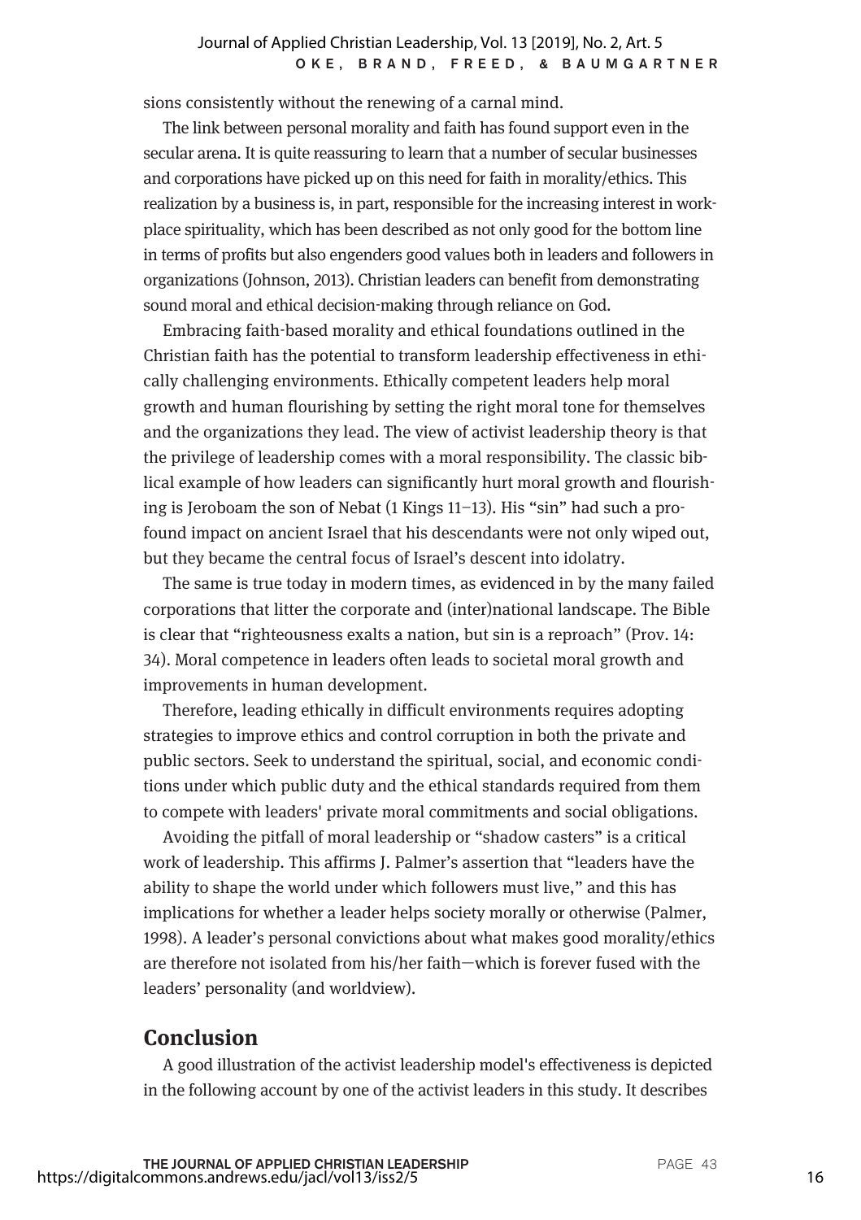sions consistently without the renewing of a carnal mind.

The link between personal morality and faith has found support even in the secular arena. It is quite reassuring to learn that a number of secular businesses and corporations have picked up on this need for faith in morality/ethics. This realization by a business is, in part, responsible for the increasing interest in workplace spirituality, which has been described as not only good for the bottom line in terms of profits but also engenders good values both in leaders and followers in organizations (Johnson, 2013). Christian leaders can benefit from demonstrating sound moral and ethical decision-making through reliance on God.

Embracing faith-based morality and ethical foundations outlined in the Christian faith has the potential to transform leadership effectiveness in ethically challenging environments. Ethically competent leaders help moral growth and human flourishing by setting the right moral tone for themselves and the organizations they lead. The view of activist leadership theory is that the privilege of leadership comes with a moral responsibility. The classic biblical example of how leaders can significantly hurt moral growth and flourishing is Jeroboam the son of Nebat (1 Kings 11–13). His "sin" had such a profound impact on ancient Israel that his descendants were not only wiped out, but they became the central focus of Israel's descent into idolatry.

The same is true today in modern times, as evidenced in by the many failed corporations that litter the corporate and (inter)national landscape. The Bible is clear that "righteousness exalts a nation, but sin is a reproach" (Prov. 14: 34). Moral competence in leaders often leads to societal moral growth and improvements in human development.

Therefore, leading ethically in difficult environments requires adopting strategies to improve ethics and control corruption in both the private and public sectors. Seek to understand the spiritual, social, and economic conditions under which public duty and the ethical standards required from them to compete with leaders' private moral commitments and social obligations.

Avoiding the pitfall of moral leadership or "shadow casters" is a critical work of leadership. This affirms J. Palmer's assertion that "leaders have the ability to shape the world under which followers must live," and this has implications for whether a leader helps society morally or otherwise (Palmer, 1998). A leader's personal convictions about what makes good morality/ethics are therefore not isolated from his/her faith—which is forever fused with the leaders' personality (and worldview).

## Conclusion

A good illustration of the activist leadership model's effectiveness is depicted in the following account by one of the activist leaders in this study. It describes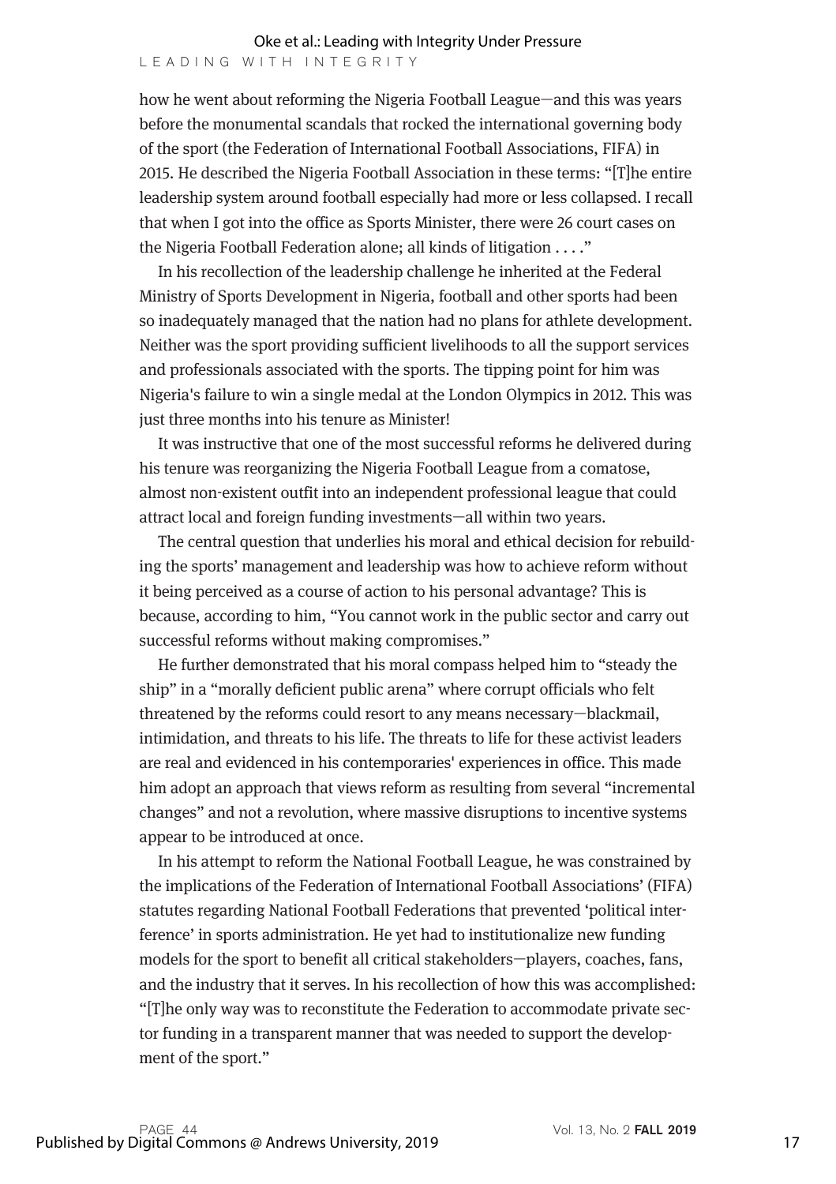how he went about reforming the Nigeria Football League—and this was years before the monumental scandals that rocked the international governing body of the sport (the Federation of International Football Associations, FIFA) in 2015. He described the Nigeria Football Association in these terms: "[T]he entire leadership system around football especially had more or less collapsed. I recall that when I got into the office as Sports Minister, there were 26 court cases on the Nigeria Football Federation alone; all kinds of litigation . . . ."

In his recollection of the leadership challenge he inherited at the Federal Ministry of Sports Development in Nigeria, football and other sports had been so inadequately managed that the nation had no plans for athlete development. Neither was the sport providing sufficient livelihoods to all the support services and professionals associated with the sports. The tipping point for him was Nigeria's failure to win a single medal at the London Olympics in 2012. This was just three months into his tenure as Minister!

It was instructive that one of the most successful reforms he delivered during his tenure was reorganizing the Nigeria Football League from a comatose, almost non-existent outfit into an independent professional league that could attract local and foreign funding investments—all within two years.

The central question that underlies his moral and ethical decision for rebuilding the sports' management and leadership was how to achieve reform without it being perceived as a course of action to his personal advantage? This is because, according to him, "You cannot work in the public sector and carry out successful reforms without making compromises."

He further demonstrated that his moral compass helped him to "steady the ship" in a "morally deficient public arena" where corrupt officials who felt threatened by the reforms could resort to any means necessary—blackmail, intimidation, and threats to his life. The threats to life for these activist leaders are real and evidenced in his contemporaries' experiences in office. This made him adopt an approach that views reform as resulting from several "incremental changes" and not a revolution, where massive disruptions to incentive systems appear to be introduced at once.

In his attempt to reform the National Football League, he was constrained by the implications of the Federation of International Football Associations' (FIFA) statutes regarding National Football Federations that prevented 'political interference' in sports administration. He yet had to institutionalize new funding models for the sport to benefit all critical stakeholders—players, coaches, fans, and the industry that it serves. In his recollection of how this was accomplished: "[T]he only way was to reconstitute the Federation to accommodate private sector funding in a transparent manner that was needed to support the development of the sport."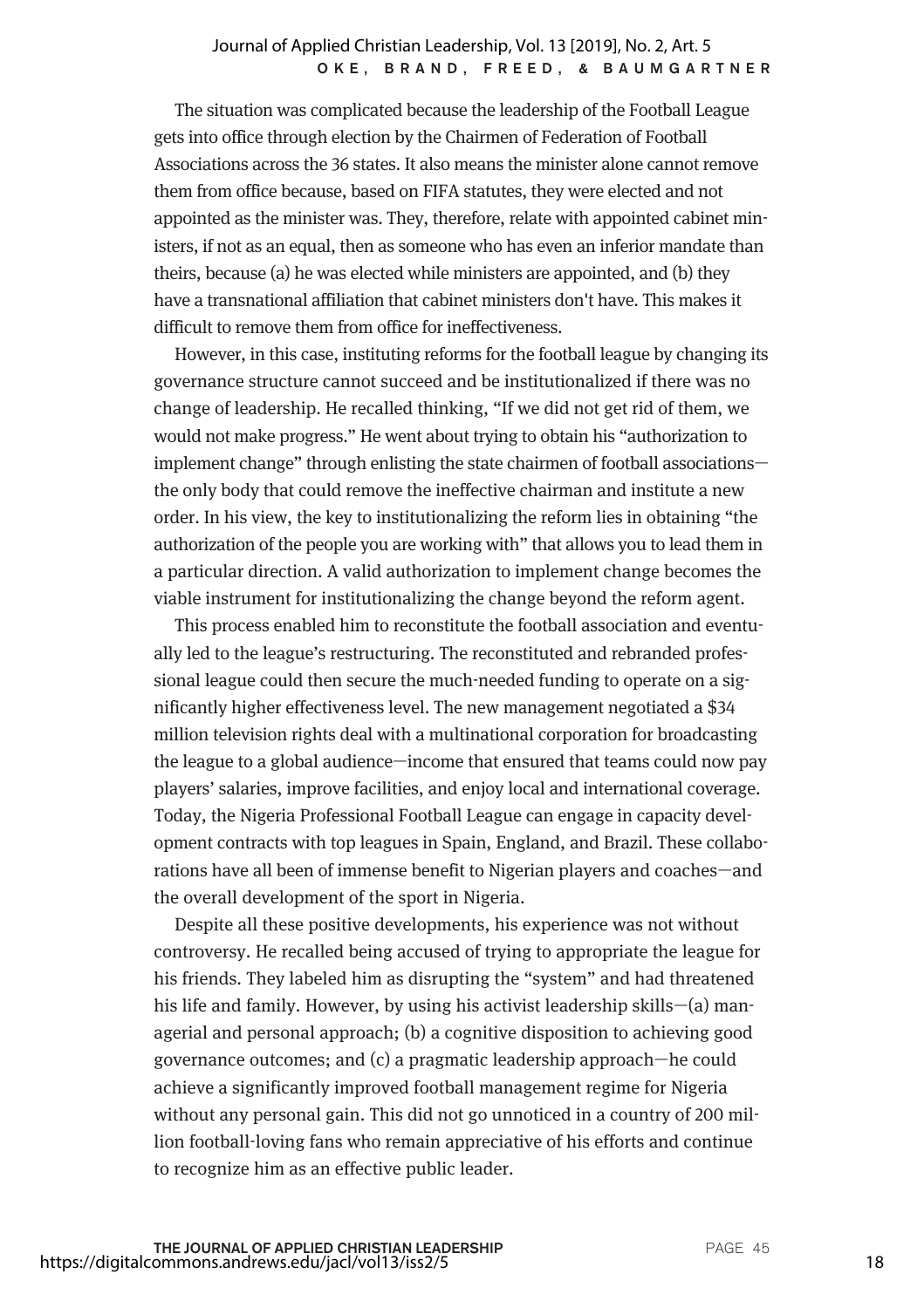The situation was complicated because the leadership of the Football League gets into office through election by the Chairmen of Federation of Football Associations across the 36 states. It also means the minister alone cannot remove them from office because, based on FIFA statutes, they were elected and not appointed as the minister was. They, therefore, relate with appointed cabinet ministers, if not as an equal, then as someone who has even an inferior mandate than theirs, because (a) he was elected while ministers are appointed, and (b) they have a transnational affiliation that cabinet ministers don't have. This makes it difficult to remove them from office for ineffectiveness.

However, in this case, instituting reforms for the football league by changing its governance structure cannot succeed and be institutionalized if there was no change of leadership. He recalled thinking, "If we did not get rid of them, we would not make progress." He went about trying to obtain his "authorization to implement change" through enlisting the state chairmen of football associations—the only body that could remove the ineffective chairman and institute a new order. In his view, the key to institutionalizing the reform lies in obtaining "the authorization of the people you are working with" that allows you to lead them in a particular direction. A valid authorization to implement change becomes the viable instrument for institutionalizing the change beyond the reform agent.

This process enabled him to reconstitute the football association and eventually led to the league's restructuring. The reconstituted and rebranded professional league could then secure the much-needed funding to operate on a significantly higher effectiveness level. The new management negotiated a $34 million television rights deal with a multinational corporation for broadcasting the league to a global audience—income that ensured that teams could now pay players' salaries, improve facilities, and enjoy local and international coverage. Today, the Nigeria Professional Football League can engage in capacity development contracts with top leagues in Spain, England, and Brazil. These collaborations have all been of immense benefit to Nigerian players and coaches—and the overall development of the sport in Nigeria.

Despite all these positive developments, his experience was not without controversy. He recalled being accused of trying to appropriate the league for his friends. They labeled him as disrupting the "system" and had threatened his life and family. However, by using his activist leadership skills—(a) managerial and personal approach; (b) a cognitive disposition to achieving good governance outcomes; and (c) a pragmatic leadership approach—he could achieve a significantly improved football management regime for Nigeria without any personal gain. This did not go unnoticed in a country of 200 million football-loving fans who remain appreciative of his efforts and continue to recognize him as an effective public leader.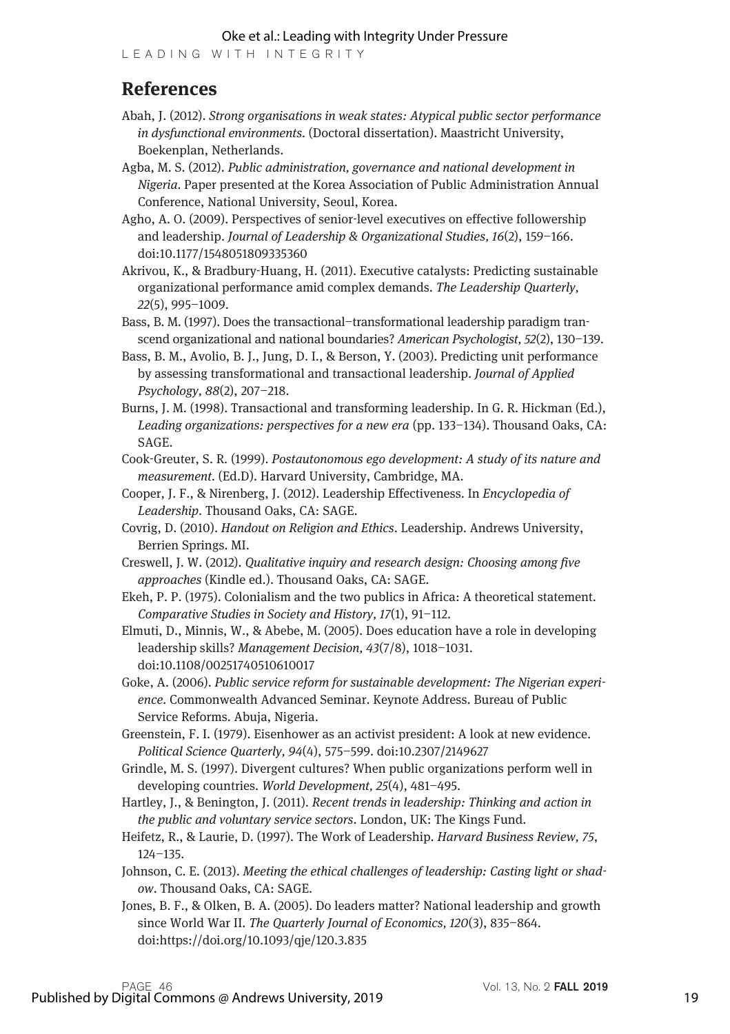## References

Abah, J. (2012). *Strong organisations in weak states: Atypical public sector performance in dysfunctional environments*. (Doctoral dissertation). Maastricht University, Boekenplan, Netherlands.

Agba, M. S. (2012). *Public administration, governance and national development in Nigeria*. Paper presented at the Korea Association of Public Administration Annual Conference, National University, Seoul, Korea.

Agho, A. O. (2009). Perspectives of senior-level executives on effective followership and leadership. *Journal of Leadership & Organizational Studies, 16*(2), 159–166. doi:10.1177/1548051809335360

Akrivou, K., & Bradbury-Huang, H. (2011). Executive catalysts: Predicting sustainable organizational performance amid complex demands. *The Leadership Quarterly, 22*(5), 995–1009.

Bass, B. M. (1997). Does the transactional–transformational leadership paradigm transcend organizational and national boundaries? *American Psychologist, 52*(2), 130–139.

Bass, B. M., Avolio, B. J., Jung, D. I., & Berson, Y. (2003). Predicting unit performance by assessing transformational and transactional leadership. *Journal of Applied Psychology, 88*(2), 207–218.

Burns, J. M. (1998). Transactional and transforming leadership. In G. R. Hickman (Ed.), *Leading organizations: perspectives for a new era* (pp. 133–134). Thousand Oaks, CA: SAGE.

Cook-Greuter, S. R. (1999). *Postautonomous ego development: A study of its nature and measurement*. (Ed.D). Harvard University, Cambridge, MA.

Cooper, J. F., & Nirenberg, J. (2012). Leadership Effectiveness. In *Encyclopedia of Leadership*. Thousand Oaks, CA: SAGE.

Covrig, D. (2010). *Handout on Religion and Ethics*. Leadership. Andrews University, Berrien Springs. MI.

Creswell, J. W. (2012). *Qualitative inquiry and research design: Choosing among five approaches* (Kindle ed.). Thousand Oaks, CA: SAGE.

Ekeh, P. P. (1975). Colonialism and the two publics in Africa: A theoretical statement. *Comparative Studies in Society and History, 17*(1), 91–112.

Elmuti, D., Minnis, W., & Abebe, M. (2005). Does education have a role in developing leadership skills? *Management Decision, 43*(7/8), 1018–1031. doi:10.1108/00251740510610017

Goke, A. (2006). *Public service reform for sustainable development: The Nigerian experience*. Commonwealth Advanced Seminar. Keynote Address. Bureau of Public Service Reforms. Abuja, Nigeria.

Greenstein, F. I. (1979). Eisenhower as an activist president: A look at new evidence. *Political Science Quarterly, 94*(4), 575–599. doi:10.2307/2149627

Grindle, M. S. (1997). Divergent cultures? When public organizations perform well in developing countries. *World Development, 25*(4), 481–495.

Hartley, J., & Benington, J. (2011). *Recent trends in leadership: Thinking and action in the public and voluntary service sectors*. London, UK: The Kings Fund.

Heifetz, R., & Laurie, D. (1997). The Work of Leadership. *Harvard Business Review, 75*, 124–135.

Johnson, C. E. (2013). *Meeting the ethical challenges of leadership: Casting light or shadow*. Thousand Oaks, CA: SAGE.

Jones, B. F., & Olken, B. A. (2005). Do leaders matter? National leadership and growth since World War II. *The Quarterly Journal of Economics, 120*(3), 835–864. doi:https://doi.org/10.1093/qje/120.3.835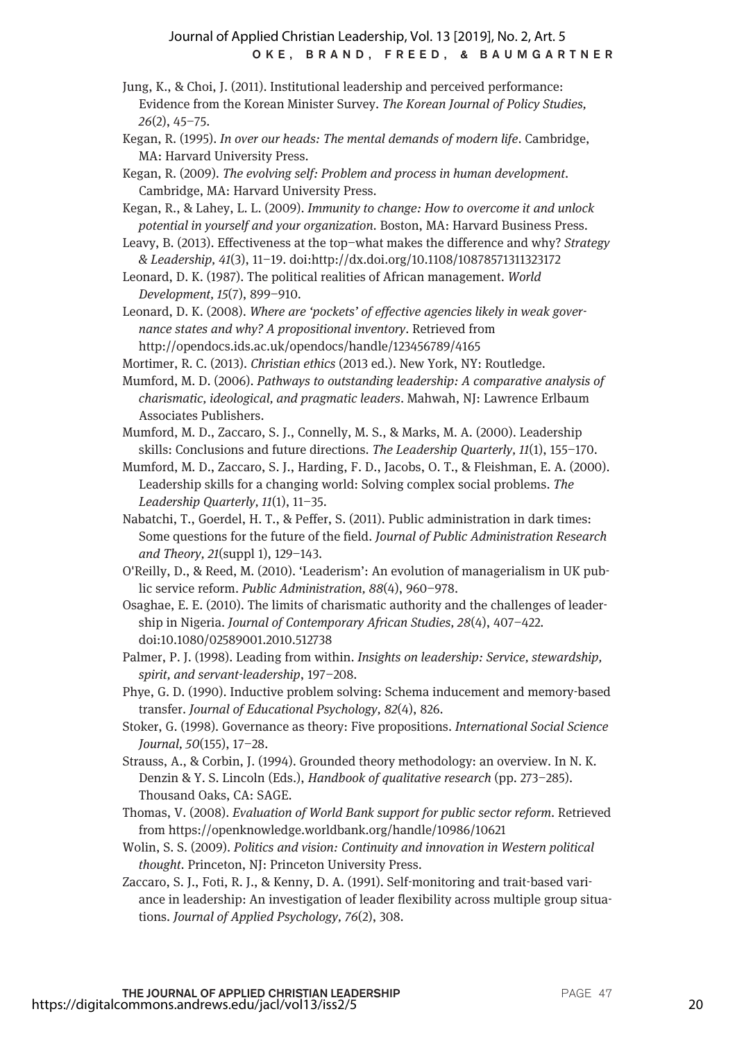Jung, K., & Choi, J. (2011). Institutional leadership and perceived performance: Evidence from the Korean Minister Survey. *The Korean Journal of Policy Studies, 26*(2), 45–75.

Kegan, R. (1995). *In over our heads: The mental demands of modern life*. Cambridge, MA: Harvard University Press.

Kegan, R. (2009). *The evolving self: Problem and process in human development*. Cambridge, MA: Harvard University Press.

Kegan, R., & Lahey, L. L. (2009). *Immunity to change: How to overcome it and unlock potential in yourself and your organization*. Boston, MA: Harvard Business Press.

Leavy, B. (2013). Effectiveness at the top–what makes the difference and why? *Strategy & Leadership, 41*(3), 11–19. doi:http://dx.doi.org/10.1108/10878571311323172

Leonard, D. K. (1987). The political realities of African management. *World Development, 15*(7), 899–910.

Leonard, D. K. (2008). *Where are 'pockets' of effective agencies likely in weak governance states and why? A propositional inventory*. Retrieved from http://opendocs.ids.ac.uk/opendocs/handle/123456789/4165

Mortimer, R. C. (2013). *Christian ethics* (2013 ed.). New York, NY: Routledge.

Mumford, M. D. (2006). *Pathways to outstanding leadership: A comparative analysis of charismatic, ideological, and pragmatic leaders*. Mahwah, NJ: Lawrence Erlbaum Associates Publishers.

Mumford, M. D., Zaccaro, S. J., Connelly, M. S., & Marks, M. A. (2000). Leadership skills: Conclusions and future directions. *The Leadership Quarterly, 11*(1), 155–170.

Mumford, M. D., Zaccaro, S. J., Harding, F. D., Jacobs, O. T., & Fleishman, E. A. (2000). Leadership skills for a changing world: Solving complex social problems. *The Leadership Quarterly, 11*(1), 11–35.

Nabatchi, T., Goerdel, H. T., & Peffer, S. (2011). Public administration in dark times: Some questions for the future of the field. *Journal of Public Administration Research and Theory, 21*(suppl 1), 129–143.

O'Reilly, D., & Reed, M. (2010). 'Leaderism': An evolution of managerialism in UK public service reform. *Public Administration, 88*(4), 960–978.

Osaghae, E. E. (2010). The limits of charismatic authority and the challenges of leadership in Nigeria. *Journal of Contemporary African Studies, 28*(4), 407–422. doi:10.1080/02589001.2010.512738

Palmer, P. J. (1998). Leading from within. *Insights on leadership: Service, stewardship, spirit, and servant-leadership*, 197–208.

Phye, G. D. (1990). Inductive problem solving: Schema inducement and memory-based transfer. *Journal of Educational Psychology, 82*(4), 826.

Stoker, G. (1998). Governance as theory: Five propositions. *International Social Science Journal, 50*(155), 17–28.

Strauss, A., & Corbin, J. (1994). Grounded theory methodology: an overview. In N. K. Denzin & Y. S. Lincoln (Eds.), *Handbook of qualitative research* (pp. 273–285). Thousand Oaks, CA: SAGE.

Thomas, V. (2008). *Evaluation of World Bank support for public sector reform*. Retrieved from https://openknowledge.worldbank.org/handle/10986/10621

Wolin, S. S. (2009). *Politics and vision: Continuity and innovation in Western political thought*. Princeton, NJ: Princeton University Press.

Zaccaro, S. J., Foti, R. J., & Kenny, D. A. (1991). Self-monitoring and trait-based variance in leadership: An investigation of leader flexibility across multiple group situations. *Journal of Applied Psychology, 76*(2), 308.